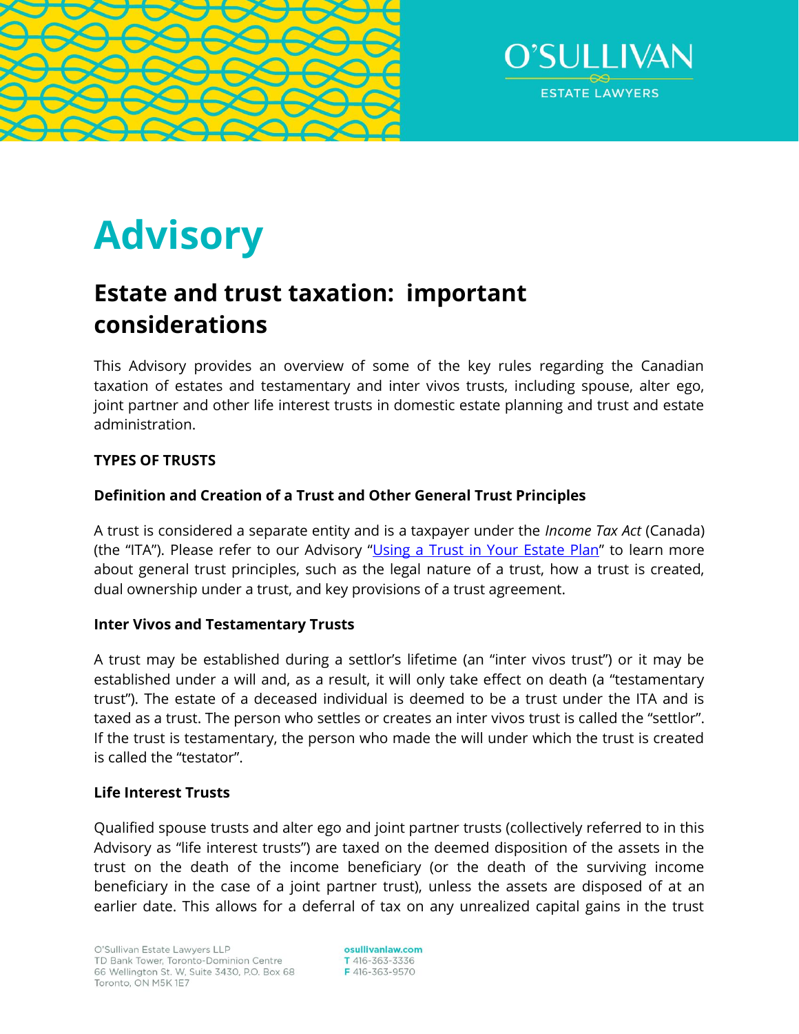# Advisory

## Estate and trust taxation: important considerations

This Advisory provides an overview of some of the key rules regarding the Canadian taxation of estates and testamentary and inter vivos trusts, including spouse, alter ego, joint partner and other life interest trusts in domestic estate planning and trust and estate administration.

**TYPES OF TRUSTS**

**Definition and Creation of a Trust and Other General Trust Principles**

A trust is considered a separate entity and is a taxpayer under the *Income Tax Act* (Canada) (the "ITA"). Please refer to our Advisory "Using a Trust in Your Estate Plan" to learn more about general trust principles, such as the legal nature of a trust, how a trust is created, dual ownership under a trust, and key provisions of a trust agreement.

**Inter Vivos and Testamentary Trusts**

A trust may be established during a settlor's lifetime (an "inter vivos trust") or it may be established under a will and, as a result, it will only take effect on death (a "testamentary trust"). The estate of a deceased individual is deemed to be a trust under the ITA and is taxed as a trust. The person who settles or creates an inter vivos trust is called the "settlor". If the trust is testamentary, the person who made the will under which the trust is created is called the "testator".

**Life Interest Trusts**

Qualified spouse trusts and alter ego and joint partner trusts (collectively referred to in this Advisory as "life interest trusts") are taxed on the deemed disposition of the assets in the trust on the death of the income beneficiary (or the death of the surviving income beneficiary in the case of a joint partner trust), unless the assets are disposed of at an earlier date. This allows for a deferral of tax on any unrealized capital gains in the trust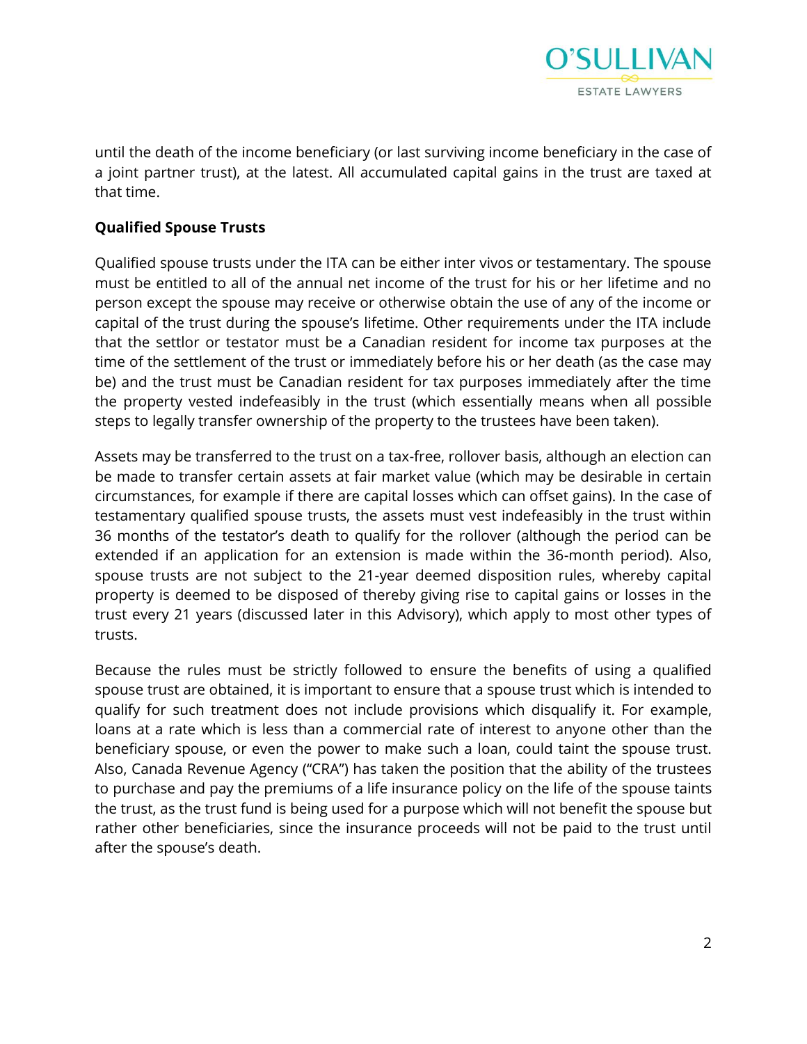until the death of the income beneficiary (or last surviving income beneficiary in the case of a joint partner trust), at the latest. All accumulated capital gains in the trust are taxed at that time.

**Qualified Spouse Trusts**

Qualified spouse trusts under the ITA can be either inter vivos or testamentary. The spouse must be entitled to all of the annual net income of the trust for his or her lifetime and no person except the spouse may receive or otherwise obtain the use of any of the income or capital of the trust during the spouse's lifetime. Other requirements under the ITA include that the settlor or testator must be a Canadian resident for income tax purposes at the time of the settlement of the trust or immediately before his or her death (as the case may be) and the trust must be Canadian resident for tax purposes immediately after the time the property vested indefeasibly in the trust (which essentially means when all possible steps to legally transfer ownership of the property to the trustees have been taken).

Assets may be transferred to the trust on a tax-free, rollover basis, although an election can be made to transfer certain assets at fair market value (which may be desirable in certain circumstances, for example if there are capital losses which can offset gains). In the case of testamentary qualified spouse trusts, the assets must vest indefeasibly in the trust within 36 months of the testator's death to qualify for the rollover (although the period can be extended if an application for an extension is made within the 36-month period). Also, spouse trusts are not subject to the 21-year deemed disposition rules, whereby capital property is deemed to be disposed of thereby giving rise to capital gains or losses in the trust every 21 years (discussed later in this Advisory), which apply to most other types of trusts.

Because the rules must be strictly followed to ensure the benefits of using a qualified spouse trust are obtained, it is important to ensure that a spouse trust which is intended to qualify for such treatment does not include provisions which disqualify it. For example, loans at a rate which is less than a commercial rate of interest to anyone other than the beneficiary spouse, or even the power to make such a loan, could taint the spouse trust. Also, Canada Revenue Agency ("CRA") has taken the position that the ability of the trustees to purchase and pay the premiums of a life insurance policy on the life of the spouse taints the trust, as the trust fund is being used for a purpose which will not benefit the spouse but rather other beneficiaries, since the insurance proceeds will not be paid to the trust until after the spouse's death.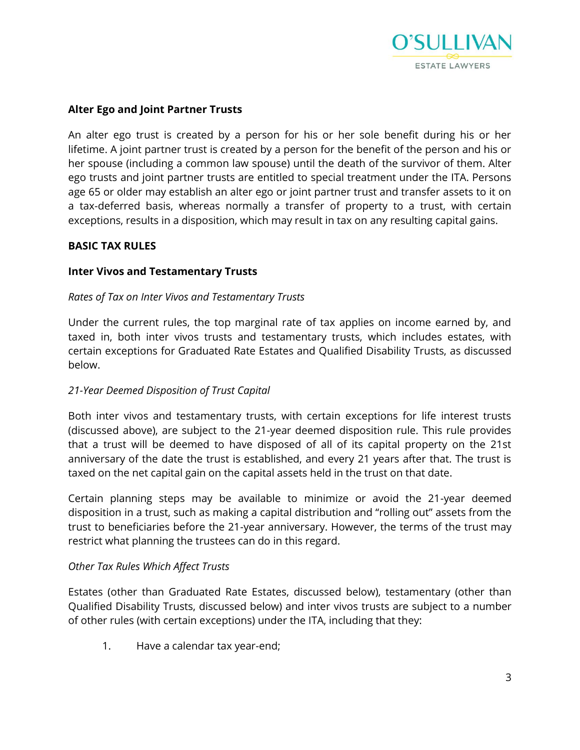**Alter Ego and Joint Partner Trusts**

An alter ego trust is created by a person for his or her sole benefit during his or her lifetime. A joint partner trust is created by a person for the benefit of the person and his or her spouse (including a common law spouse) until the death of the survivor of them. Alter ego trusts and joint partner trusts are entitled to special treatment under the ITA. Persons age 65 or older may establish an alter ego or joint partner trust and transfer assets to it on a tax-deferred basis, whereas normally a transfer of property to a trust, with certain exceptions, results in a disposition, which may result in tax on any resulting capital gains.

**BASIC TAX RULES**

**Inter Vivos and Testamentary Trusts**

*Rates of Tax on Inter Vivos and Testamentary Trusts*

Under the current rules, the top marginal rate of tax applies on income earned by, and taxed in, both inter vivos trusts and testamentary trusts, which includes estates, with certain exceptions for Graduated Rate Estates and Qualified Disability Trusts, as discussed below.

*21-Year Deemed Disposition of Trust Capital*

Both inter vivos and testamentary trusts, with certain exceptions for life interest trusts (discussed above), are subject to the 21-year deemed disposition rule. This rule provides that a trust will be deemed to have disposed of all of its capital property on the 21st anniversary of the date the trust is established, and every 21 years after that. The trust is taxed on the net capital gain on the capital assets held in the trust on that date.

Certain planning steps may be available to minimize or avoid the 21-year deemed disposition in a trust, such as making a capital distribution and "rolling out" assets from the trust to beneficiaries before the 21-year anniversary. However, the terms of the trust may restrict what planning the trustees can do in this regard.

*Other Tax Rules Which Affect Trusts*

Estates (other than Graduated Rate Estates, discussed below), testamentary (other than Qualified Disability Trusts, discussed below) and inter vivos trusts are subject to a number of other rules (with certain exceptions) under the ITA, including that they:

1. Have a calendar tax year-end;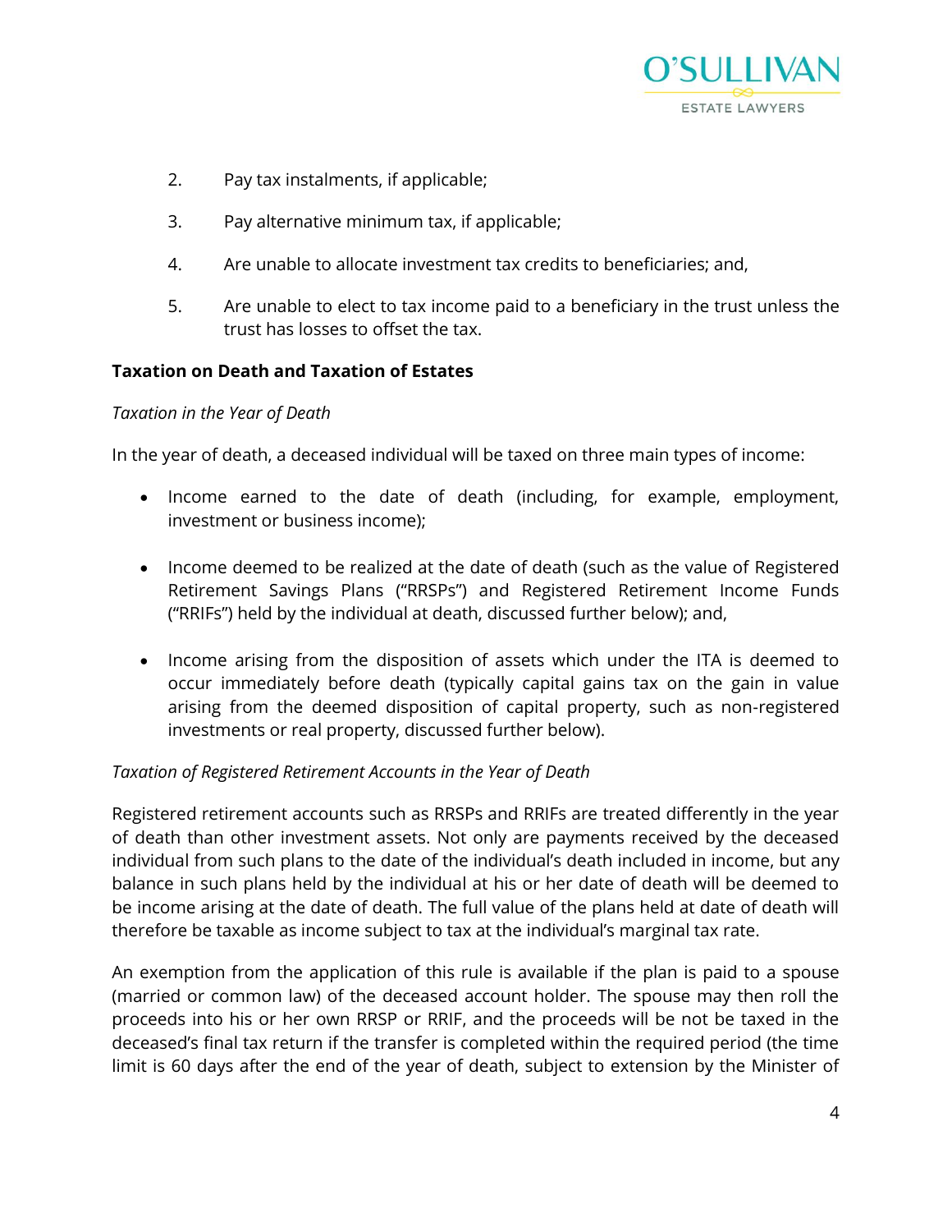2. Pay tax instalments, if applicable;
3. Pay alternative minimum tax, if applicable;
4. Are unable to allocate investment tax credits to beneficiaries; and,
5. Are unable to elect to tax income paid to a beneficiary in the trust unless the trust has losses to offset the tax.

**Taxation on Death and Taxation of Estates**

*Taxation in the Year of Death*

In the year of death, a deceased individual will be taxed on three main types of income:

- Income earned to the date of death (including, for example, employment, investment or business income);
- Income deemed to be realized at the date of death (such as the value of Registered Retirement Savings Plans ("RRSPs") and Registered Retirement Income Funds ("RRIFs") held by the individual at death, discussed further below); and,
- Income arising from the disposition of assets which under the ITA is deemed to occur immediately before death (typically capital gains tax on the gain in value arising from the deemed disposition of capital property, such as non-registered investments or real property, discussed further below).

*Taxation of Registered Retirement Accounts in the Year of Death*

Registered retirement accounts such as RRSPs and RRIFs are treated differently in the year of death than other investment assets. Not only are payments received by the deceased individual from such plans to the date of the individual's death included in income, but any balance in such plans held by the individual at his or her date of death will be deemed to be income arising at the date of death. The full value of the plans held at date of death will therefore be taxable as income subject to tax at the individual's marginal tax rate.

An exemption from the application of this rule is available if the plan is paid to a spouse (married or common law) of the deceased account holder. The spouse may then roll the proceeds into his or her own RRSP or RRIF, and the proceeds will be not be taxed in the deceased's final tax return if the transfer is completed within the required period (the time limit is 60 days after the end of the year of death, subject to extension by the Minister of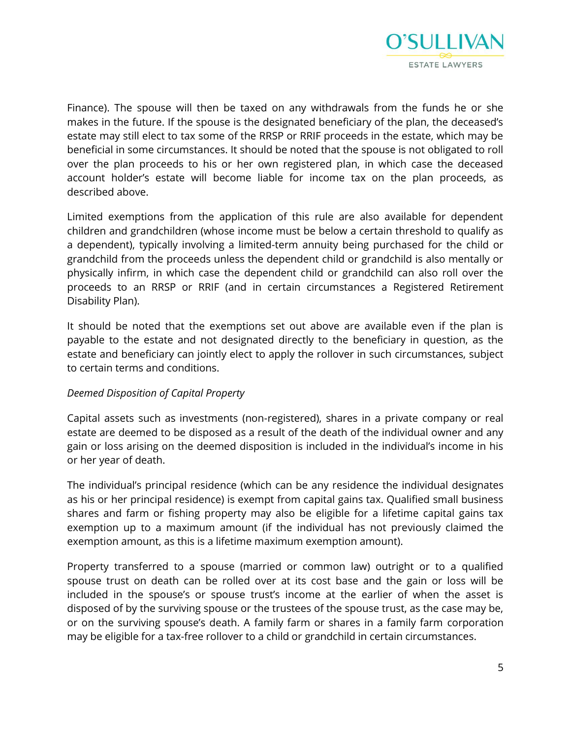Finance). The spouse will then be taxed on any withdrawals from the funds he or she makes in the future. If the spouse is the designated beneficiary of the plan, the deceased's estate may still elect to tax some of the RRSP or RRIF proceeds in the estate, which may be beneficial in some circumstances. It should be noted that the spouse is not obligated to roll over the plan proceeds to his or her own registered plan, in which case the deceased account holder's estate will become liable for income tax on the plan proceeds, as described above.

Limited exemptions from the application of this rule are also available for dependent children and grandchildren (whose income must be below a certain threshold to qualify as a dependent), typically involving a limited-term annuity being purchased for the child or grandchild from the proceeds unless the dependent child or grandchild is also mentally or physically infirm, in which case the dependent child or grandchild can also roll over the proceeds to an RRSP or RRIF (and in certain circumstances a Registered Retirement Disability Plan).

It should be noted that the exemptions set out above are available even if the plan is payable to the estate and not designated directly to the beneficiary in question, as the estate and beneficiary can jointly elect to apply the rollover in such circumstances, subject to certain terms and conditions.

*Deemed Disposition of Capital Property*

Capital assets such as investments (non-registered), shares in a private company or real estate are deemed to be disposed as a result of the death of the individual owner and any gain or loss arising on the deemed disposition is included in the individual's income in his or her year of death.

The individual's principal residence (which can be any residence the individual designates as his or her principal residence) is exempt from capital gains tax. Qualified small business shares and farm or fishing property may also be eligible for a lifetime capital gains tax exemption up to a maximum amount (if the individual has not previously claimed the exemption amount, as this is a lifetime maximum exemption amount).

Property transferred to a spouse (married or common law) outright or to a qualified spouse trust on death can be rolled over at its cost base and the gain or loss will be included in the spouse's or spouse trust's income at the earlier of when the asset is disposed of by the surviving spouse or the trustees of the spouse trust, as the case may be, or on the surviving spouse's death. A family farm or shares in a family farm corporation may be eligible for a tax-free rollover to a child or grandchild in certain circumstances.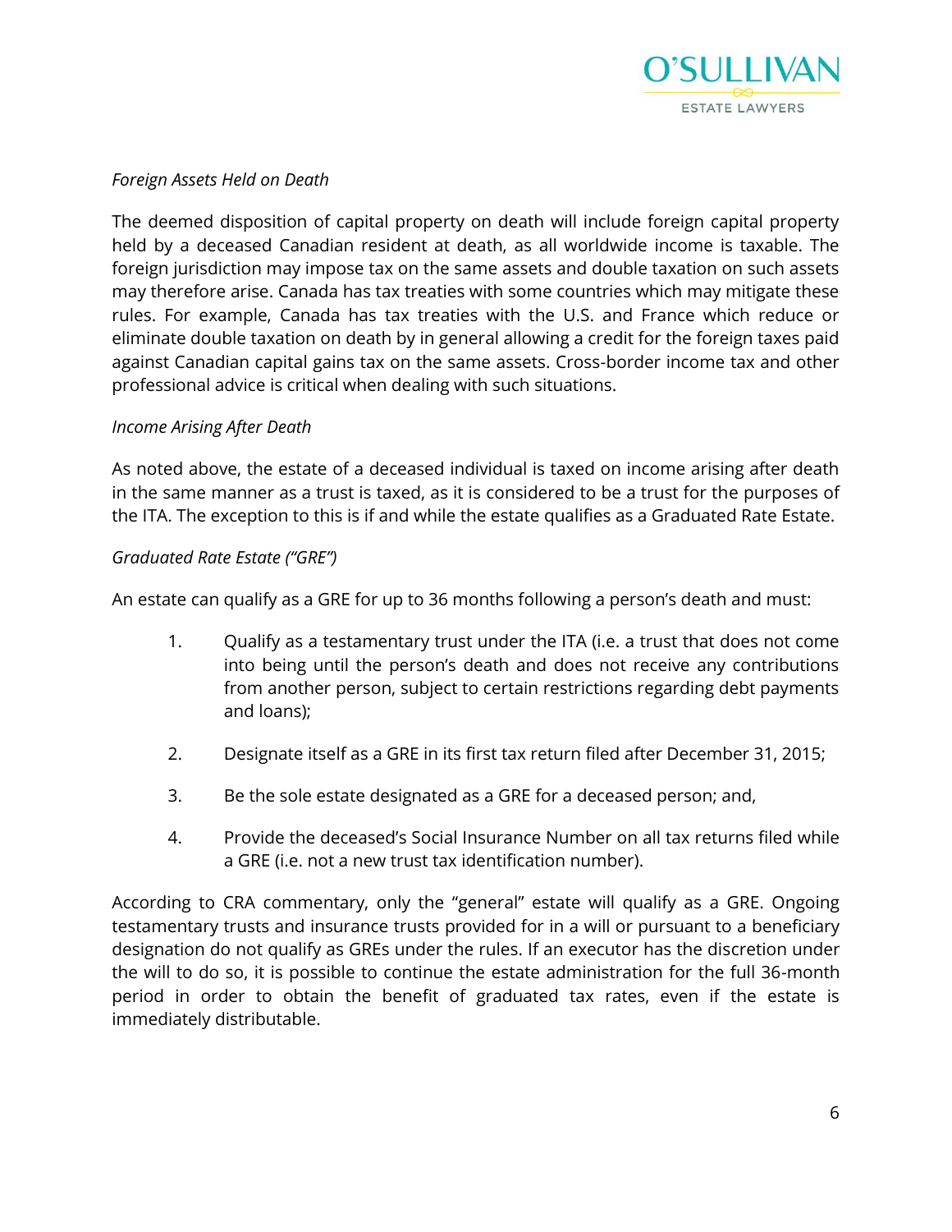*Foreign Assets Held on Death*

The deemed disposition of capital property on death will include foreign capital property held by a deceased Canadian resident at death, as all worldwide income is taxable. The foreign jurisdiction may impose tax on the same assets and double taxation on such assets may therefore arise. Canada has tax treaties with some countries which may mitigate these rules. For example, Canada has tax treaties with the U.S. and France which reduce or eliminate double taxation on death by in general allowing a credit for the foreign taxes paid against Canadian capital gains tax on the same assets. Cross-border income tax and other professional advice is critical when dealing with such situations.

*Income Arising After Death*

As noted above, the estate of a deceased individual is taxed on income arising after death in the same manner as a trust is taxed, as it is considered to be a trust for the purposes of the ITA. The exception to this is if and while the estate qualifies as a Graduated Rate Estate.

*Graduated Rate Estate ("GRE")*

An estate can qualify as a GRE for up to 36 months following a person's death and must:

1. Qualify as a testamentary trust under the ITA (i.e. a trust that does not come into being until the person's death and does not receive any contributions from another person, subject to certain restrictions regarding debt payments and loans);

2. Designate itself as a GRE in its first tax return filed after December 31, 2015;

3. Be the sole estate designated as a GRE for a deceased person; and,

4. Provide the deceased's Social Insurance Number on all tax returns filed while a GRE (i.e. not a new trust tax identification number).

According to CRA commentary, only the "general" estate will qualify as a GRE. Ongoing testamentary trusts and insurance trusts provided for in a will or pursuant to a beneficiary designation do not qualify as GREs under the rules. If an executor has the discretion under the will to do so, it is possible to continue the estate administration for the full 36-month period in order to obtain the benefit of graduated tax rates, even if the estate is immediately distributable.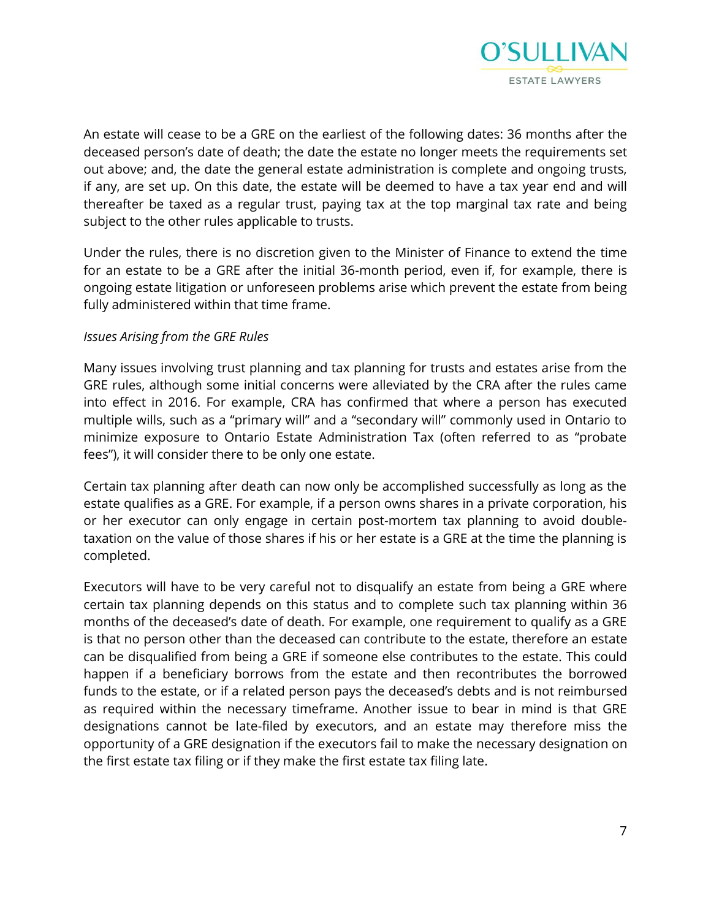An estate will cease to be a GRE on the earliest of the following dates: 36 months after the deceased person's date of death; the date the estate no longer meets the requirements set out above; and, the date the general estate administration is complete and ongoing trusts, if any, are set up. On this date, the estate will be deemed to have a tax year end and will thereafter be taxed as a regular trust, paying tax at the top marginal tax rate and being subject to the other rules applicable to trusts.

Under the rules, there is no discretion given to the Minister of Finance to extend the time for an estate to be a GRE after the initial 36-month period, even if, for example, there is ongoing estate litigation or unforeseen problems arise which prevent the estate from being fully administered within that time frame.

*Issues Arising from the GRE Rules*

Many issues involving trust planning and tax planning for trusts and estates arise from the GRE rules, although some initial concerns were alleviated by the CRA after the rules came into effect in 2016. For example, CRA has confirmed that where a person has executed multiple wills, such as a "primary will" and a "secondary will" commonly used in Ontario to minimize exposure to Ontario Estate Administration Tax (often referred to as "probate fees"), it will consider there to be only one estate.

Certain tax planning after death can now only be accomplished successfully as long as the estate qualifies as a GRE. For example, if a person owns shares in a private corporation, his or her executor can only engage in certain post-mortem tax planning to avoid double-taxation on the value of those shares if his or her estate is a GRE at the time the planning is completed.

Executors will have to be very careful not to disqualify an estate from being a GRE where certain tax planning depends on this status and to complete such tax planning within 36 months of the deceased's date of death. For example, one requirement to qualify as a GRE is that no person other than the deceased can contribute to the estate, therefore an estate can be disqualified from being a GRE if someone else contributes to the estate. This could happen if a beneficiary borrows from the estate and then recontributes the borrowed funds to the estate, or if a related person pays the deceased's debts and is not reimbursed as required within the necessary timeframe. Another issue to bear in mind is that GRE designations cannot be late-filed by executors, and an estate may therefore miss the opportunity of a GRE designation if the executors fail to make the necessary designation on the first estate tax filing or if they make the first estate tax filing late.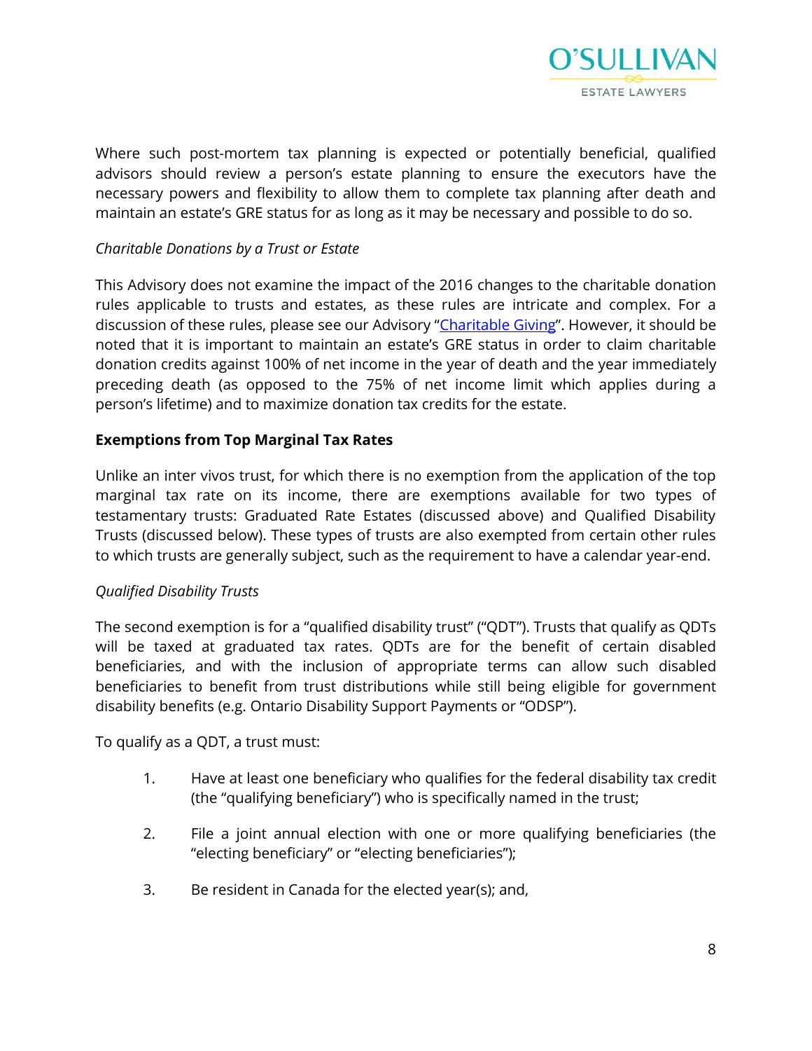Where such post-mortem tax planning is expected or potentially beneficial, qualified advisors should review a person's estate planning to ensure the executors have the necessary powers and flexibility to allow them to complete tax planning after death and maintain an estate's GRE status for as long as it may be necessary and possible to do so.

*Charitable Donations by a Trust or Estate*

This Advisory does not examine the impact of the 2016 changes to the charitable donation rules applicable to trusts and estates, as these rules are intricate and complex. For a discussion of these rules, please see our Advisory "Charitable Giving". However, it should be noted that it is important to maintain an estate's GRE status in order to claim charitable donation credits against 100% of net income in the year of death and the year immediately preceding death (as opposed to the 75% of net income limit which applies during a person's lifetime) and to maximize donation tax credits for the estate.

**Exemptions from Top Marginal Tax Rates**

Unlike an inter vivos trust, for which there is no exemption from the application of the top marginal tax rate on its income, there are exemptions available for two types of testamentary trusts: Graduated Rate Estates (discussed above) and Qualified Disability Trusts (discussed below). These types of trusts are also exempted from certain other rules to which trusts are generally subject, such as the requirement to have a calendar year-end.

*Qualified Disability Trusts*

The second exemption is for a "qualified disability trust" ("QDT"). Trusts that qualify as QDTs will be taxed at graduated tax rates. QDTs are for the benefit of certain disabled beneficiaries, and with the inclusion of appropriate terms can allow such disabled beneficiaries to benefit from trust distributions while still being eligible for government disability benefits (e.g. Ontario Disability Support Payments or "ODSP").

To qualify as a QDT, a trust must:

1. Have at least one beneficiary who qualifies for the federal disability tax credit (the "qualifying beneficiary") who is specifically named in the trust;
2. File a joint annual election with one or more qualifying beneficiaries (the "electing beneficiary" or "electing beneficiaries");
3. Be resident in Canada for the elected year(s); and,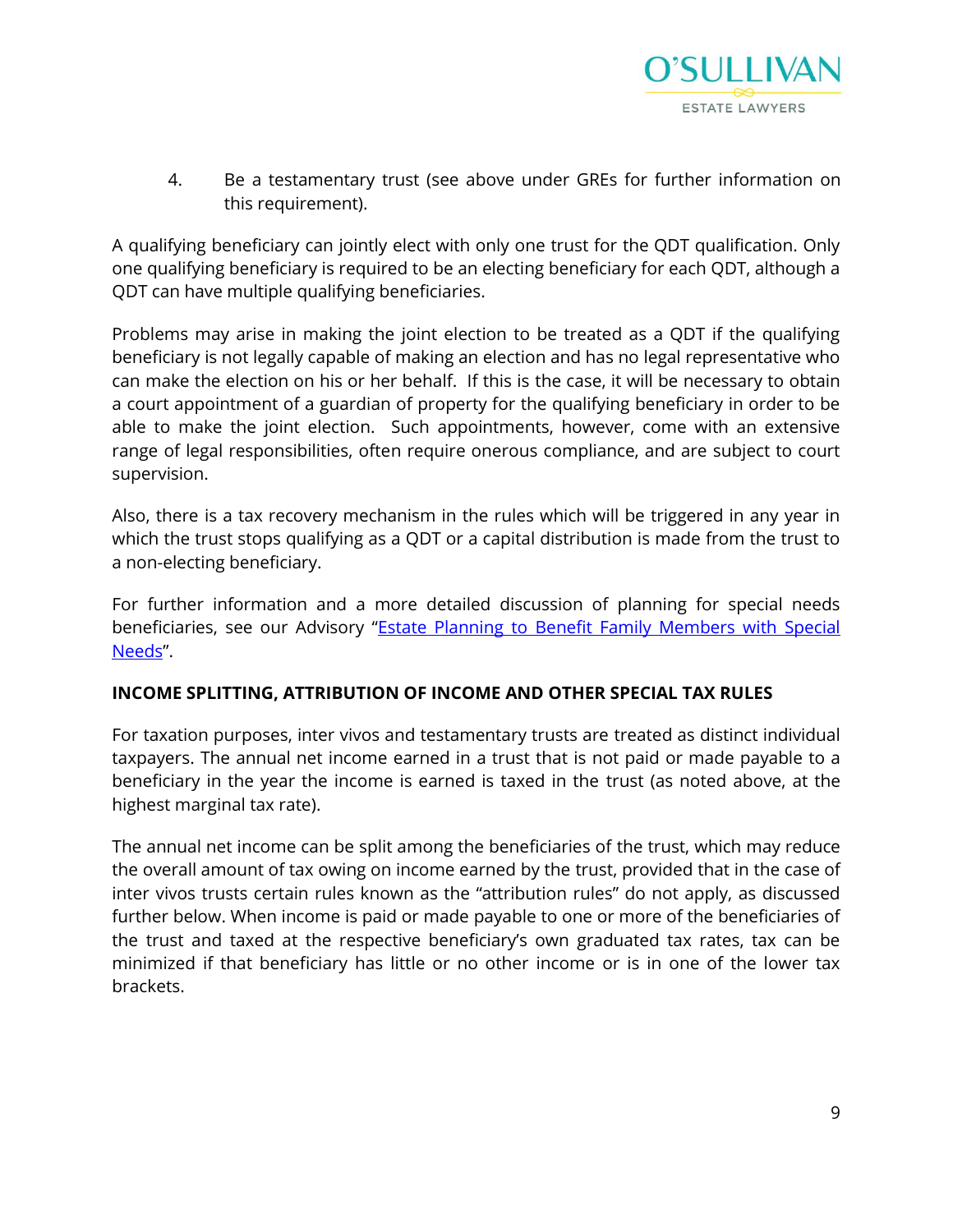4. Be a testamentary trust (see above under GREs for further information on this requirement).

A qualifying beneficiary can jointly elect with only one trust for the QDT qualification. Only one qualifying beneficiary is required to be an electing beneficiary for each QDT, although a QDT can have multiple qualifying beneficiaries.

Problems may arise in making the joint election to be treated as a QDT if the qualifying beneficiary is not legally capable of making an election and has no legal representative who can make the election on his or her behalf. If this is the case, it will be necessary to obtain a court appointment of a guardian of property for the qualifying beneficiary in order to be able to make the joint election. Such appointments, however, come with an extensive range of legal responsibilities, often require onerous compliance, and are subject to court supervision.

Also, there is a tax recovery mechanism in the rules which will be triggered in any year in which the trust stops qualifying as a QDT or a capital distribution is made from the trust to a non-electing beneficiary.

For further information and a more detailed discussion of planning for special needs beneficiaries, see our Advisory "Estate Planning to Benefit Family Members with Special Needs".

**INCOME SPLITTING, ATTRIBUTION OF INCOME AND OTHER SPECIAL TAX RULES**

For taxation purposes, inter vivos and testamentary trusts are treated as distinct individual taxpayers. The annual net income earned in a trust that is not paid or made payable to a beneficiary in the year the income is earned is taxed in the trust (as noted above, at the highest marginal tax rate).

The annual net income can be split among the beneficiaries of the trust, which may reduce the overall amount of tax owing on income earned by the trust, provided that in the case of inter vivos trusts certain rules known as the "attribution rules" do not apply, as discussed further below. When income is paid or made payable to one or more of the beneficiaries of the trust and taxed at the respective beneficiary's own graduated tax rates, tax can be minimized if that beneficiary has little or no other income or is in one of the lower tax brackets.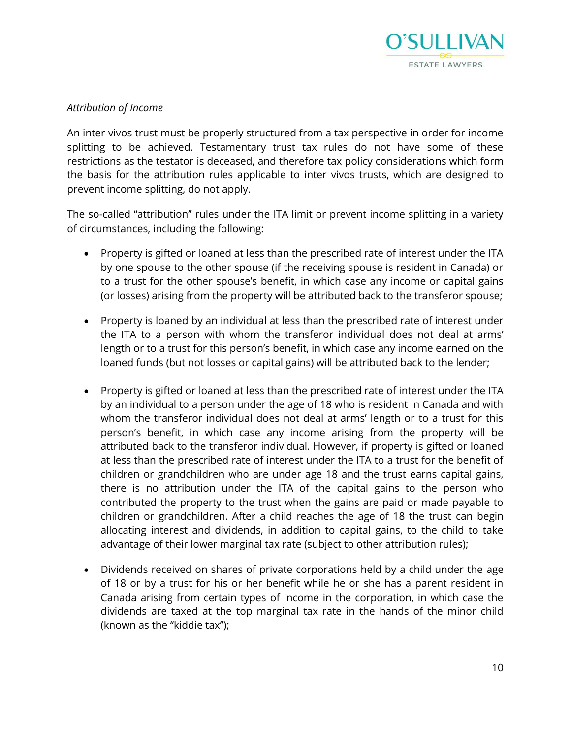*Attribution of Income*

An inter vivos trust must be properly structured from a tax perspective in order for income splitting to be achieved. Testamentary trust tax rules do not have some of these restrictions as the testator is deceased, and therefore tax policy considerations which form the basis for the attribution rules applicable to inter vivos trusts, which are designed to prevent income splitting, do not apply.

The so-called "attribution" rules under the ITA limit or prevent income splitting in a variety of circumstances, including the following:

- Property is gifted or loaned at less than the prescribed rate of interest under the ITA by one spouse to the other spouse (if the receiving spouse is resident in Canada) or to a trust for the other spouse's benefit, in which case any income or capital gains (or losses) arising from the property will be attributed back to the transferor spouse;
- Property is loaned by an individual at less than the prescribed rate of interest under the ITA to a person with whom the transferor individual does not deal at arms' length or to a trust for this person's benefit, in which case any income earned on the loaned funds (but not losses or capital gains) will be attributed back to the lender;
- Property is gifted or loaned at less than the prescribed rate of interest under the ITA by an individual to a person under the age of 18 who is resident in Canada and with whom the transferor individual does not deal at arms' length or to a trust for this person's benefit, in which case any income arising from the property will be attributed back to the transferor individual. However, if property is gifted or loaned at less than the prescribed rate of interest under the ITA to a trust for the benefit of children or grandchildren who are under age 18 and the trust earns capital gains, there is no attribution under the ITA of the capital gains to the person who contributed the property to the trust when the gains are paid or made payable to children or grandchildren. After a child reaches the age of 18 the trust can begin allocating interest and dividends, in addition to capital gains, to the child to take advantage of their lower marginal tax rate (subject to other attribution rules);
- Dividends received on shares of private corporations held by a child under the age of 18 or by a trust for his or her benefit while he or she has a parent resident in Canada arising from certain types of income in the corporation, in which case the dividends are taxed at the top marginal tax rate in the hands of the minor child (known as the "kiddie tax");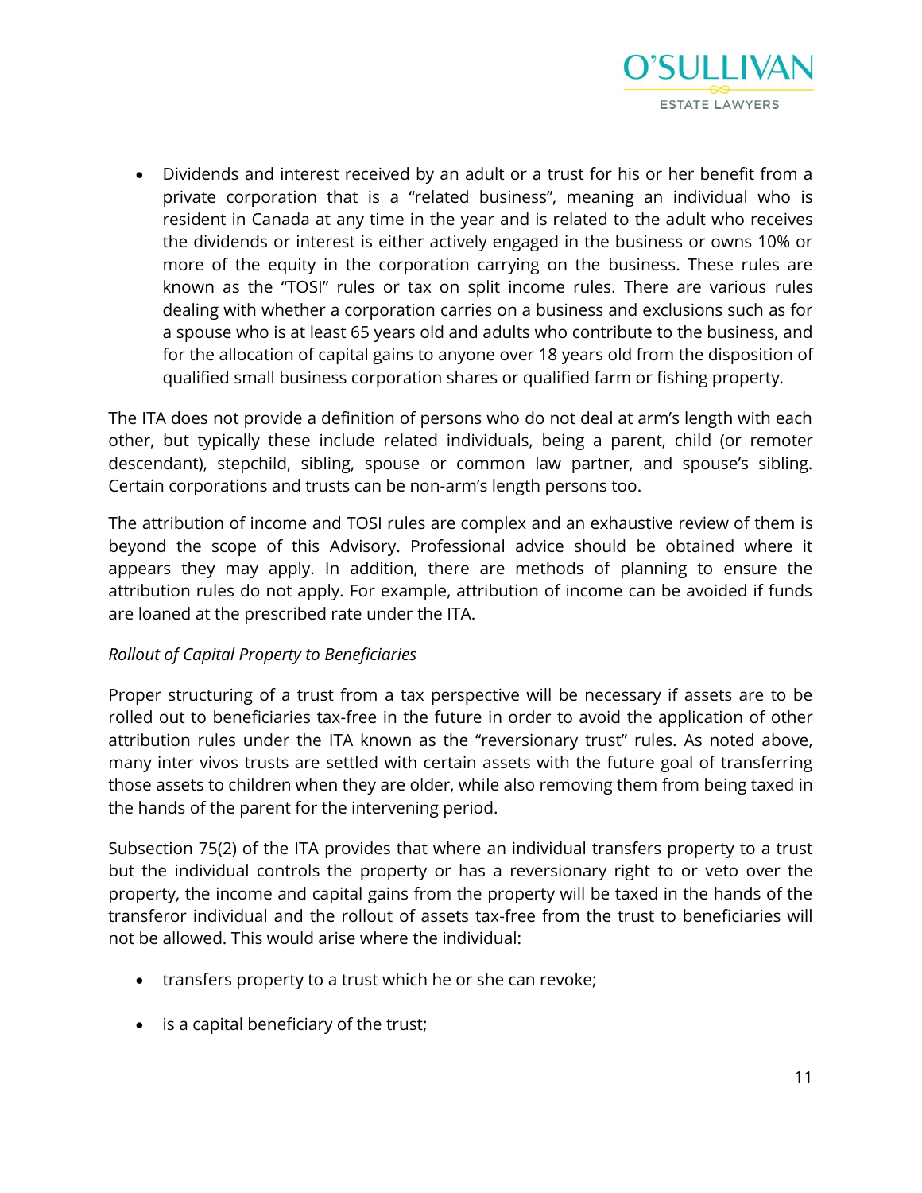- Dividends and interest received by an adult or a trust for his or her benefit from a private corporation that is a "related business", meaning an individual who is resident in Canada at any time in the year and is related to the adult who receives the dividends or interest is either actively engaged in the business or owns 10% or more of the equity in the corporation carrying on the business. These rules are known as the "TOSI" rules or tax on split income rules. There are various rules dealing with whether a corporation carries on a business and exclusions such as for a spouse who is at least 65 years old and adults who contribute to the business, and for the allocation of capital gains to anyone over 18 years old from the disposition of qualified small business corporation shares or qualified farm or fishing property.

The ITA does not provide a definition of persons who do not deal at arm's length with each other, but typically these include related individuals, being a parent, child (or remoter descendant), stepchild, sibling, spouse or common law partner, and spouse's sibling. Certain corporations and trusts can be non-arm's length persons too.

The attribution of income and TOSI rules are complex and an exhaustive review of them is beyond the scope of this Advisory. Professional advice should be obtained where it appears they may apply. In addition, there are methods of planning to ensure the attribution rules do not apply. For example, attribution of income can be avoided if funds are loaned at the prescribed rate under the ITA.

*Rollout of Capital Property to Beneficiaries*

Proper structuring of a trust from a tax perspective will be necessary if assets are to be rolled out to beneficiaries tax-free in the future in order to avoid the application of other attribution rules under the ITA known as the "reversionary trust" rules. As noted above, many inter vivos trusts are settled with certain assets with the future goal of transferring those assets to children when they are older, while also removing them from being taxed in the hands of the parent for the intervening period.

Subsection 75(2) of the ITA provides that where an individual transfers property to a trust but the individual controls the property or has a reversionary right to or veto over the property, the income and capital gains from the property will be taxed in the hands of the transferor individual and the rollout of assets tax-free from the trust to beneficiaries will not be allowed. This would arise where the individual:

- transfers property to a trust which he or she can revoke;
- is a capital beneficiary of the trust;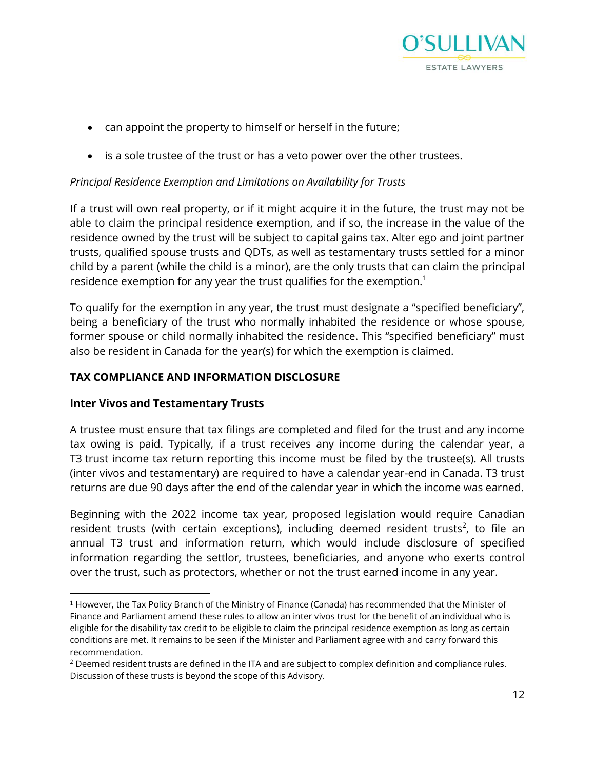- can appoint the property to himself or herself in the future;
- is a sole trustee of the trust or has a veto power over the other trustees.

*Principal Residence Exemption and Limitations on Availability for Trusts*

If a trust will own real property, or if it might acquire it in the future, the trust may not be able to claim the principal residence exemption, and if so, the increase in the value of the residence owned by the trust will be subject to capital gains tax. Alter ego and joint partner trusts, qualified spouse trusts and QDTs, as well as testamentary trusts settled for a minor child by a parent (while the child is a minor), are the only trusts that can claim the principal residence exemption for any year the trust qualifies for the exemption.[1]

To qualify for the exemption in any year, the trust must designate a "specified beneficiary", being a beneficiary of the trust who normally inhabited the residence or whose spouse, former spouse or child normally inhabited the residence. This "specified beneficiary" must also be resident in Canada for the year(s) for which the exemption is claimed.

## TAX COMPLIANCE AND INFORMATION DISCLOSURE

### Inter Vivos and Testamentary Trusts

A trustee must ensure that tax filings are completed and filed for the trust and any income tax owing is paid. Typically, if a trust receives any income during the calendar year, a T3 trust income tax return reporting this income must be filed by the trustee(s). All trusts (inter vivos and testamentary) are required to have a calendar year-end in Canada. T3 trust returns are due 90 days after the end of the calendar year in which the income was earned.

Beginning with the 2022 income tax year, proposed legislation would require Canadian resident trusts (with certain exceptions), including deemed resident trusts[2], to file an annual T3 trust and information return, which would include disclosure of specified information regarding the settlor, trustees, beneficiaries, and anyone who exerts control over the trust, such as protectors, whether or not the trust earned income in any year.

---

[1] However, the Tax Policy Branch of the Ministry of Finance (Canada) has recommended that the Minister of Finance and Parliament amend these rules to allow an inter vivos trust for the benefit of an individual who is eligible for the disability tax credit to be eligible to claim the principal residence exemption as long as certain conditions are met. It remains to be seen if the Minister and Parliament agree with and carry forward this recommendation.

[2] Deemed resident trusts are defined in the ITA and are subject to complex definition and compliance rules. Discussion of these trusts is beyond the scope of this Advisory.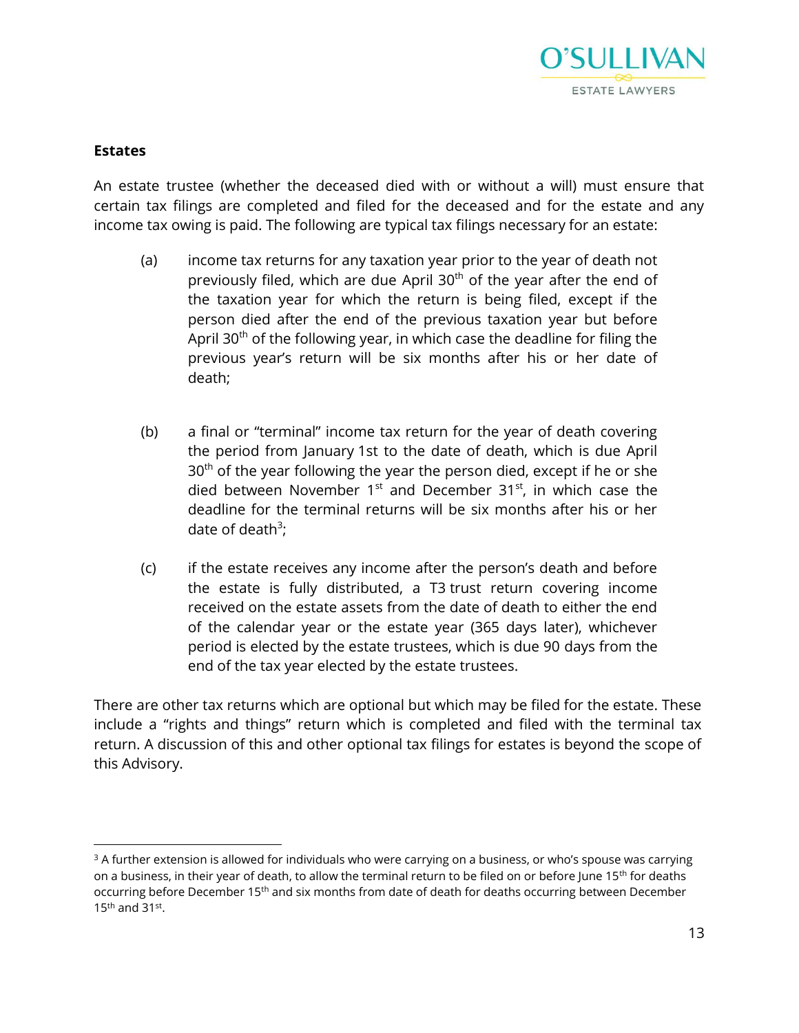## Estates

An estate trustee (whether the deceased died with or without a will) must ensure that certain tax filings are completed and filed for the deceased and for the estate and any income tax owing is paid. The following are typical tax filings necessary for an estate:

(a) income tax returns for any taxation year prior to the year of death not previously filed, which are due April 30th of the year after the end of the taxation year for which the return is being filed, except if the person died after the end of the previous taxation year but before April 30th of the following year, in which case the deadline for filing the previous year's return will be six months after his or her date of death;

(b) a final or "terminal" income tax return for the year of death covering the period from January 1st to the date of death, which is due April 30th of the year following the year the person died, except if he or she died between November 1st and December 31st, in which case the deadline for the terminal returns will be six months after his or her date of death[3];

(c) if the estate receives any income after the person's death and before the estate is fully distributed, a T3 trust return covering income received on the estate assets from the date of death to either the end of the calendar year or the estate year (365 days later), whichever period is elected by the estate trustees, which is due 90 days from the end of the tax year elected by the estate trustees.

There are other tax returns which are optional but which may be filed for the estate. These include a "rights and things" return which is completed and filed with the terminal tax return. A discussion of this and other optional tax filings for estates is beyond the scope of this Advisory.

---

[3] A further extension is allowed for individuals who were carrying on a business, or who's spouse was carrying on a business, in their year of death, to allow the terminal return to be filed on or before June 15th for deaths occurring before December 15th and six months from date of death for deaths occurring between December 15th and 31st.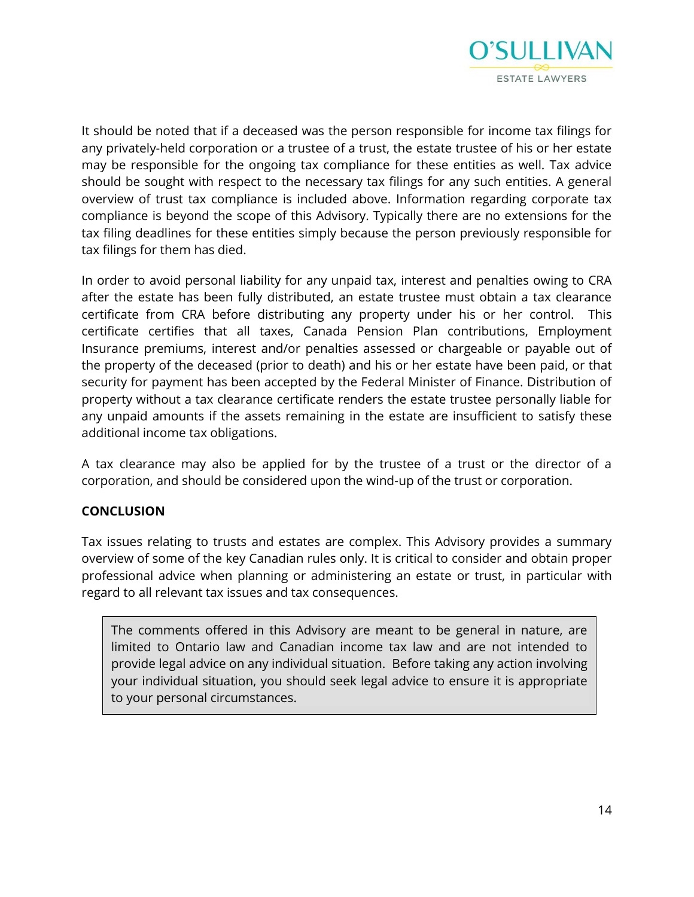It should be noted that if a deceased was the person responsible for income tax filings for any privately-held corporation or a trustee of a trust, the estate trustee of his or her estate may be responsible for the ongoing tax compliance for these entities as well. Tax advice should be sought with respect to the necessary tax filings for any such entities. A general overview of trust tax compliance is included above. Information regarding corporate tax compliance is beyond the scope of this Advisory. Typically there are no extensions for the tax filing deadlines for these entities simply because the person previously responsible for tax filings for them has died.

In order to avoid personal liability for any unpaid tax, interest and penalties owing to CRA after the estate has been fully distributed, an estate trustee must obtain a tax clearance certificate from CRA before distributing any property under his or her control. This certificate certifies that all taxes, Canada Pension Plan contributions, Employment Insurance premiums, interest and/or penalties assessed or chargeable or payable out of the property of the deceased (prior to death) and his or her estate have been paid, or that security for payment has been accepted by the Federal Minister of Finance. Distribution of property without a tax clearance certificate renders the estate trustee personally liable for any unpaid amounts if the assets remaining in the estate are insufficient to satisfy these additional income tax obligations.

A tax clearance may also be applied for by the trustee of a trust or the director of a corporation, and should be considered upon the wind-up of the trust or corporation.

**CONCLUSION**

Tax issues relating to trusts and estates are complex. This Advisory provides a summary overview of some of the key Canadian rules only. It is critical to consider and obtain proper professional advice when planning or administering an estate or trust, in particular with regard to all relevant tax issues and tax consequences.

> The comments offered in this Advisory are meant to be general in nature, are limited to Ontario law and Canadian income tax law and are not intended to provide legal advice on any individual situation. Before taking any action involving your individual situation, you should seek legal advice to ensure it is appropriate to your personal circumstances.